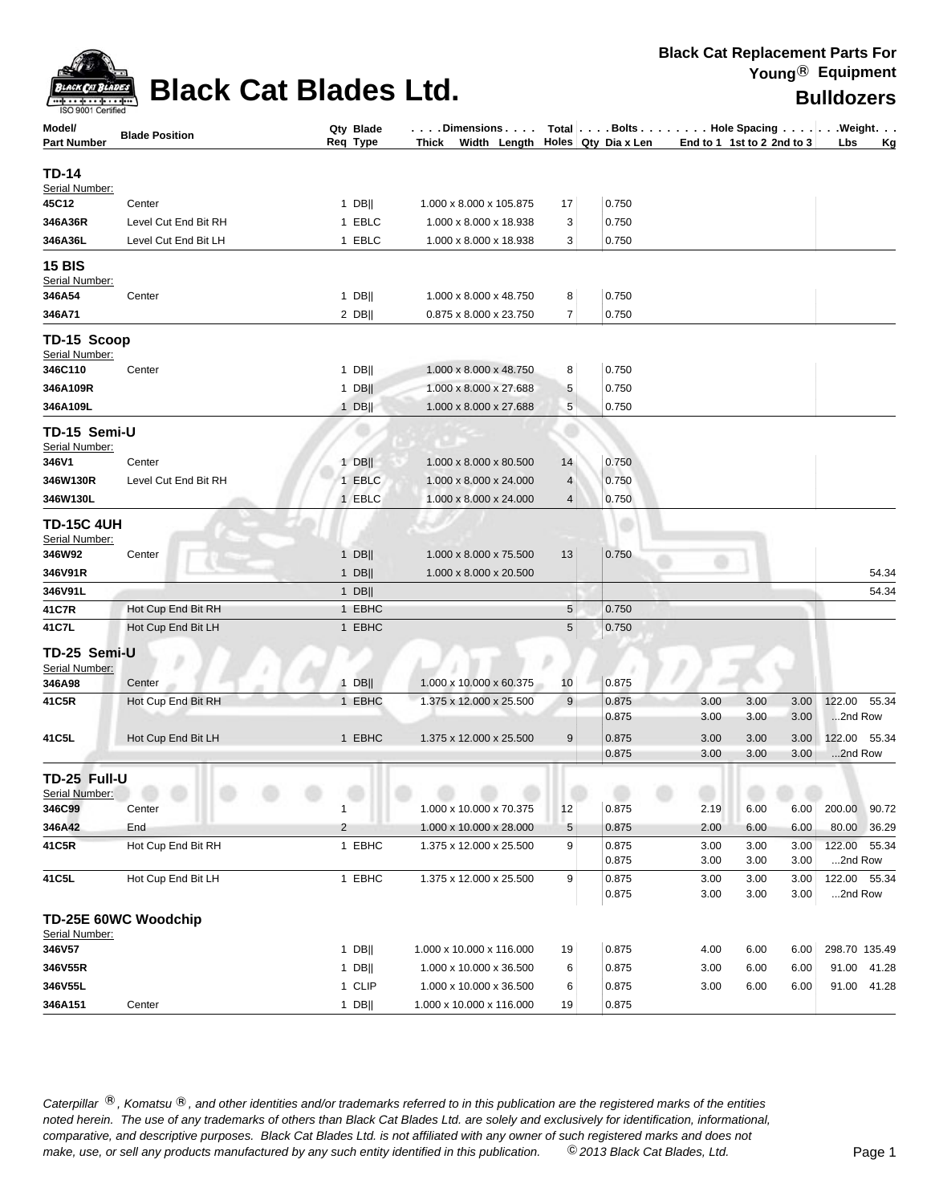# Black Cat Blades Ltd.

**Black Cat Replacement Parts For Young® Equipment**

## Bulldozers

| Model/ Part Number | Blade Position | Qty Req | Blade Type | Dimensions Thick x Width x Length | Total Holes | Bolts Qty | Bolts Dia x Len | Hole Spacing End to 1 | Hole Spacing 1st to 2 | Hole Spacing 2nd to 3 | Weight Lbs | Weight Kg |
|---|---|---|---|---|---|---|---|---|---|---|---|---|
| **TD-14** | | | | | | | | | | | | |
| Serial Number: | | | | | | | | | | | | |
| **45C12** | Center | 1 | DB‖ | 1.000 x 8.000 x 105.875 | 17 | | 0.750 | | | | | |
| **346A36R** | Level Cut End Bit RH | 1 | EBLC | 1.000 x 8.000 x 18.938 | 3 | | 0.750 | | | | | |
| **346A36L** | Level Cut End Bit LH | 1 | EBLC | 1.000 x 8.000 x 18.938 | 3 | | 0.750 | | | | | |
| **15 BIS** | | | | | | | | | | | | |
| Serial Number: | | | | | | | | | | | | |
| **346A54** | Center | 1 | DB‖ | 1.000 x 8.000 x 48.750 | 8 | | 0.750 | | | | | |
| **346A71** | | 2 | DB‖ | 0.875 x 8.000 x 23.750 | 7 | | 0.750 | | | | | |
| **TD-15 Scoop** | | | | | | | | | | | | |
| Serial Number: | | | | | | | | | | | | |
| **346C110** | Center | 1 | DB‖ | 1.000 x 8.000 x 48.750 | 8 | | 0.750 | | | | | |
| **346A109R** | | 1 | DB‖ | 1.000 x 8.000 x 27.688 | 5 | | 0.750 | | | | | |
| **346A109L** | | 1 | DB‖ | 1.000 x 8.000 x 27.688 | 5 | | 0.750 | | | | | |
| **TD-15 Semi-U** | | | | | | | | | | | | |
| Serial Number: | | | | | | | | | | | | |
| **346V1** | Center | 1 | DB‖ | 1.000 x 8.000 x 80.500 | 14 | | 0.750 | | | | | |
| **346W130R** | Level Cut End Bit RH | 1 | EBLC | 1.000 x 8.000 x 24.000 | 4 | | 0.750 | | | | | |
| **346W130L** | | 1 | EBLC | 1.000 x 8.000 x 24.000 | 4 | | 0.750 | | | | | |
| **TD-15C 4UH** | | | | | | | | | | | | |
| Serial Number: | | | | | | | | | | | | |
| **346W92** | Center | 1 | DB‖ | 1.000 x 8.000 x 75.500 | 13 | | 0.750 | | | | | |
| **346V91R** | | 1 | DB‖ | 1.000 x 8.000 x 20.500 | | | | | | | | 54.34 |
| **346V91L** | | 1 | DB‖ | | | | | | | | | 54.34 |
| **41C7R** | Hot Cup End Bit RH | 1 | EBHC | | 5 | | 0.750 | | | | | |
| **41C7L** | Hot Cup End Bit LH | 1 | EBHC | | 5 | | 0.750 | | | | | |
| **TD-25 Semi-U** | | | | | | | | | | | | |
| Serial Number: | | | | | | | | | | | | |
| **346A98** | Center | 1 | DB‖ | 1.000 x 10.000 x 60.375 | 10 | | 0.875 | | | | | |
| **41C5R** | Hot Cup End Bit RH | 1 | EBHC | 1.375 x 12.000 x 25.500 | 9 | | 0.875 | 3.00 | 3.00 | 3.00 | 122.00 | 55.34 |
| | | | | | | | 0.875 | 3.00 | 3.00 | 3.00 | ...2nd Row | |
| **41C5L** | Hot Cup End Bit LH | 1 | EBHC | 1.375 x 12.000 x 25.500 | 9 | | 0.875 | 3.00 | 3.00 | 3.00 | 122.00 | 55.34 |
| | | | | | | | 0.875 | 3.00 | 3.00 | 3.00 | ...2nd Row | |
| **TD-25 Full-U** | | | | | | | | | | | | |
| Serial Number: | | | | | | | | | | | | |
| **346C99** | Center | 1 | | 1.000 x 10.000 x 70.375 | 12 | | 0.875 | 2.19 | 6.00 | 6.00 | 200.00 | 90.72 |
| **346A42** | End | 2 | | 1.000 x 10.000 x 28.000 | 5 | | 0.875 | 2.00 | 6.00 | 6.00 | 80.00 | 36.29 |
| **41C5R** | Hot Cup End Bit RH | 1 | EBHC | 1.375 x 12.000 x 25.500 | 9 | | 0.875 | 3.00 | 3.00 | 3.00 | 122.00 | 55.34 |
| | | | | | | | 0.875 | 3.00 | 3.00 | 3.00 | ...2nd Row | |
| **41C5L** | Hot Cup End Bit LH | 1 | EBHC | 1.375 x 12.000 x 25.500 | 9 | | 0.875 | 3.00 | 3.00 | 3.00 | 122.00 | 55.34 |
| | | | | | | | 0.875 | 3.00 | 3.00 | 3.00 | ...2nd Row | |
| **TD-25E 60WC Woodchip** | | | | | | | | | | | | |
| Serial Number: | | | | | | | | | | | | |
| **346V57** | | 1 | DB‖ | 1.000 x 10.000 x 116.000 | 19 | | 0.875 | 4.00 | 6.00 | 6.00 | 298.70 | 135.49 |
| **346V55R** | | 1 | DB‖ | 1.000 x 10.000 x 36.500 | 6 | | 0.875 | 3.00 | 6.00 | 6.00 | 91.00 | 41.28 |
| **346V55L** | | 1 | CLIP | 1.000 x 10.000 x 36.500 | 6 | | 0.875 | 3.00 | 6.00 | 6.00 | 91.00 | 41.28 |
| **346A151** | Center | 1 | DB‖ | 1.000 x 10.000 x 116.000 | 19 | | 0.875 | | | | | |

*Caterpillar ®, Komatsu ®, and other identities and/or trademarks referred to in this publication are the registered marks of the entities noted herein. The use of any trademarks of others than Black Cat Blades Ltd. are solely and exclusively for identification, informational, comparative, and descriptive purposes. Black Cat Blades Ltd. is not affiliated with any owner of such registered marks and does not make, use, or sell any products manufactured by any such entity identified in this publication. © 2013 Black Cat Blades, Ltd.*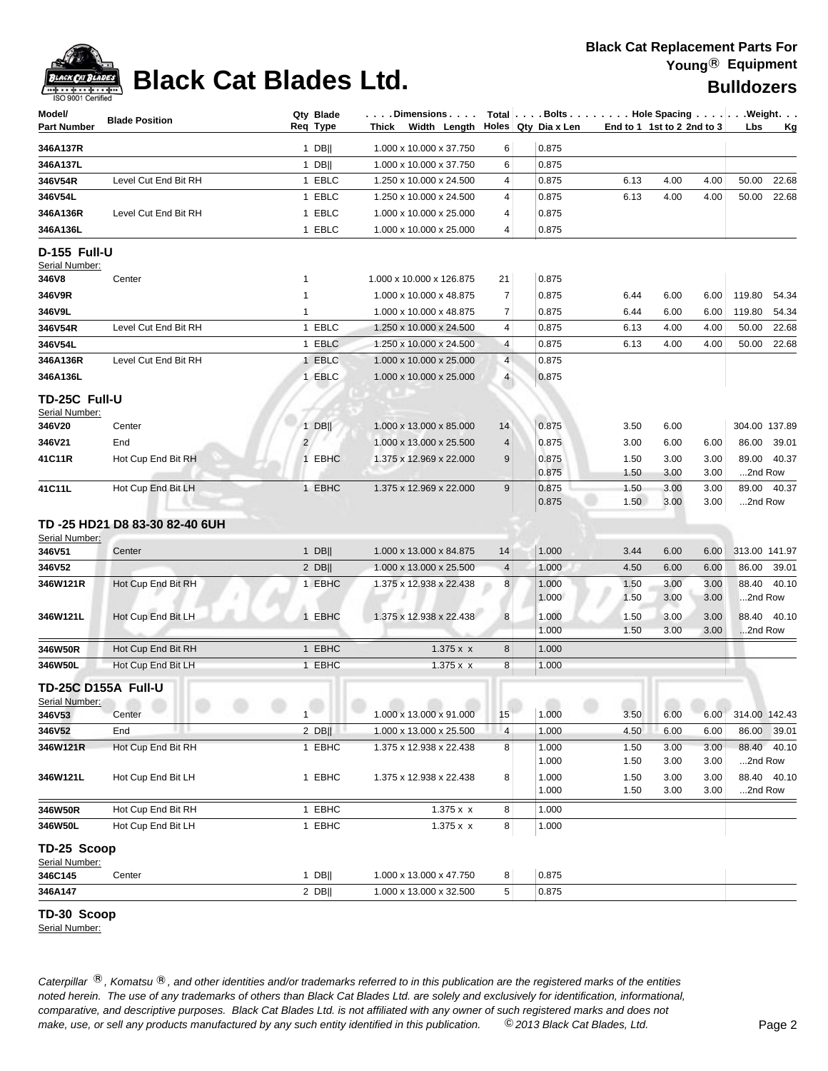# Black Cat Blades Ltd.

**Black Cat Replacement Parts For Young® Equipment**

**Bulldozers**

| Model/ Part Number | Blade Position | Qty Req | Blade Type | Dimensions Thick x Width x Length | Total Holes | Bolts Qty | Bolts Dia x Len | Hole Spacing End to 1 | 1st to 2 | 2nd to 3 | Weight Lbs | Weight Kg |
|---|---|---|---|---|---|---|---|---|---|---|---|---|
| 346A137R | | 1 | DB\|\| | 1.000 x 10.000 x 37.750 | 6 | | 0.875 | | | | | |
| 346A137L | | 1 | DB\|\| | 1.000 x 10.000 x 37.750 | 6 | | 0.875 | | | | | |
| 346V54R | Level Cut End Bit RH | 1 | EBLC | 1.250 x 10.000 x 24.500 | 4 | | 0.875 | 6.13 | 4.00 | 4.00 | 50.00 | 22.68 |
| 346V54L | | 1 | EBLC | 1.250 x 10.000 x 24.500 | 4 | | 0.875 | 6.13 | 4.00 | 4.00 | 50.00 | 22.68 |
| 346A136R | Level Cut End Bit RH | 1 | EBLC | 1.000 x 10.000 x 25.000 | 4 | | 0.875 | | | | | |
| 346A136L | | 1 | EBLC | 1.000 x 10.000 x 25.000 | 4 | | 0.875 | | | | | |

## D-155 Full-U

Serial Number:

| Model/ Part Number | Blade Position | Qty Req | Blade Type | Dimensions Thick x Width x Length | Total Holes | Bolts Qty | Bolts Dia x Len | Hole Spacing End to 1 | 1st to 2 | 2nd to 3 | Weight Lbs | Weight Kg |
|---|---|---|---|---|---|---|---|---|---|---|---|---|
| 346V8 | Center | 1 | | 1.000 x 10.000 x 126.875 | 21 | | 0.875 | | | | | |
| 346V9R | | 1 | | 1.000 x 10.000 x 48.875 | 7 | | 0.875 | 6.44 | 6.00 | 6.00 | 119.80 | 54.34 |
| 346V9L | | 1 | | 1.000 x 10.000 x 48.875 | 7 | | 0.875 | 6.44 | 6.00 | 6.00 | 119.80 | 54.34 |
| 346V54R | Level Cut End Bit RH | 1 | EBLC | 1.250 x 10.000 x 24.500 | 4 | | 0.875 | 6.13 | 4.00 | 4.00 | 50.00 | 22.68 |
| 346V54L | | 1 | EBLC | 1.250 x 10.000 x 24.500 | 4 | | 0.875 | 6.13 | 4.00 | 4.00 | 50.00 | 22.68 |
| 346A136R | Level Cut End Bit RH | 1 | EBLC | 1.000 x 10.000 x 25.000 | 4 | | 0.875 | | | | | |
| 346A136L | | 1 | EBLC | 1.000 x 10.000 x 25.000 | 4 | | 0.875 | | | | | |

## TD-25C Full-U

Serial Number:

| Model/ Part Number | Blade Position | Qty Req | Blade Type | Dimensions Thick x Width x Length | Total Holes | Bolts Qty | Bolts Dia x Len | Hole Spacing End to 1 | 1st to 2 | 2nd to 3 | Weight Lbs | Weight Kg |
|---|---|---|---|---|---|---|---|---|---|---|---|---|
| 346V20 | Center | 1 | DB\|\| | 1.000 x 13.000 x 85.000 | 14 | | 0.875 | 3.50 | 6.00 | | 304.00 | 137.89 |
| 346V21 | End | 2 | | 1.000 x 13.000 x 25.500 | 4 | | 0.875 | 3.00 | 6.00 | 6.00 | 86.00 | 39.01 |
| 41C11R | Hot Cup End Bit RH | 1 | EBHC | 1.375 x 12.969 x 22.000 | 9 | | 0.875 | 1.50 | 3.00 | 3.00 | 89.00 | 40.37 |
| | | | | | | | 0.875 | 1.50 | 3.00 | 3.00 | ...2nd Row | |
| 41C11L | Hot Cup End Bit LH | 1 | EBHC | 1.375 x 12.969 x 22.000 | 9 | | 0.875 | 1.50 | 3.00 | 3.00 | 89.00 | 40.37 |
| | | | | | | | 0.875 | 1.50 | 3.00 | 3.00 | ...2nd Row | |

## TD -25 HD21 D8 83-30 82-40 6UH

Serial Number:

| Model/ Part Number | Blade Position | Qty Req | Blade Type | Dimensions Thick x Width x Length | Total Holes | Bolts Qty | Bolts Dia x Len | Hole Spacing End to 1 | 1st to 2 | 2nd to 3 | Weight Lbs | Weight Kg |
|---|---|---|---|---|---|---|---|---|---|---|---|---|
| 346V51 | Center | 1 | DB\|\| | 1.000 x 13.000 x 84.875 | 14 | | 1.000 | 3.44 | 6.00 | 6.00 | 313.00 | 141.97 |
| 346V52 | | 2 | DB\|\| | 1.000 x 13.000 x 25.500 | 4 | | 1.000 | 4.50 | 6.00 | 6.00 | 86.00 | 39.01 |
| 346W121R | Hot Cup End Bit RH | 1 | EBHC | 1.375 x 12.938 x 22.438 | 8 | | 1.000 | 1.50 | 3.00 | 3.00 | 88.40 | 40.10 |
| | | | | | | | 1.000 | 1.50 | 3.00 | 3.00 | ...2nd Row | |
| 346W121L | Hot Cup End Bit LH | 1 | EBHC | 1.375 x 12.938 x 22.438 | 8 | | 1.000 | 1.50 | 3.00 | 3.00 | 88.40 | 40.10 |
| | | | | | | | 1.000 | 1.50 | 3.00 | 3.00 | ...2nd Row | |
| 346W50R | Hot Cup End Bit RH | 1 | EBHC | 1.375 x x | 8 | | 1.000 | | | | | |
| 346W50L | Hot Cup End Bit LH | 1 | EBHC | 1.375 x x | 8 | | 1.000 | | | | | |

## TD-25C D155A Full-U

Serial Number:

| Model/ Part Number | Blade Position | Qty Req | Blade Type | Dimensions Thick x Width x Length | Total Holes | Bolts Qty | Bolts Dia x Len | Hole Spacing End to 1 | 1st to 2 | 2nd to 3 | Weight Lbs | Weight Kg |
|---|---|---|---|---|---|---|---|---|---|---|---|---|
| 346V53 | Center | 1 | | 1.000 x 13.000 x 91.000 | 15 | | 1.000 | 3.50 | 6.00 | 6.00 | 314.00 | 142.43 |
| 346V52 | End | 2 | DB\|\| | 1.000 x 13.000 x 25.500 | 4 | | 1.000 | 4.50 | 6.00 | 6.00 | 86.00 | 39.01 |
| 346W121R | Hot Cup End Bit RH | 1 | EBHC | 1.375 x 12.938 x 22.438 | 8 | | 1.000 | 1.50 | 3.00 | 3.00 | 88.40 | 40.10 |
| | | | | | | | 1.000 | 1.50 | 3.00 | 3.00 | ...2nd Row | |
| 346W121L | Hot Cup End Bit LH | 1 | EBHC | 1.375 x 12.938 x 22.438 | 8 | | 1.000 | 1.50 | 3.00 | 3.00 | 88.40 | 40.10 |
| | | | | | | | 1.000 | 1.50 | 3.00 | 3.00 | ...2nd Row | |
| 346W50R | Hot Cup End Bit RH | 1 | EBHC | 1.375 x x | 8 | | 1.000 | | | | | |
| 346W50L | Hot Cup End Bit LH | 1 | EBHC | 1.375 x x | 8 | | 1.000 | | | | | |

## TD-25 Scoop

Serial Number:

| Model/ Part Number | Blade Position | Qty Req | Blade Type | Dimensions Thick x Width x Length | Total Holes | Bolts Qty | Bolts Dia x Len | Hole Spacing End to 1 | 1st to 2 | 2nd to 3 | Weight Lbs | Weight Kg |
|---|---|---|---|---|---|---|---|---|---|---|---|---|
| 346C145 | Center | 1 | DB\|\| | 1.000 x 13.000 x 47.750 | 8 | | 0.875 | | | | | |
| 346A147 | | 2 | DB\|\| | 1.000 x 13.000 x 32.500 | 5 | | 0.875 | | | | | |

## TD-30 Scoop

Serial Number:

*Caterpillar ®, Komatsu ®, and other identities and/or trademarks referred to in this publication are the registered marks of the entities noted herein. The use of any trademarks of others than Black Cat Blades Ltd. are solely and exclusively for identification, informational, comparative, and descriptive purposes. Black Cat Blades Ltd. is not affiliated with any owner of such registered marks and does not make, use, or sell any products manufactured by any such entity identified in this publication. © 2013 Black Cat Blades, Ltd.*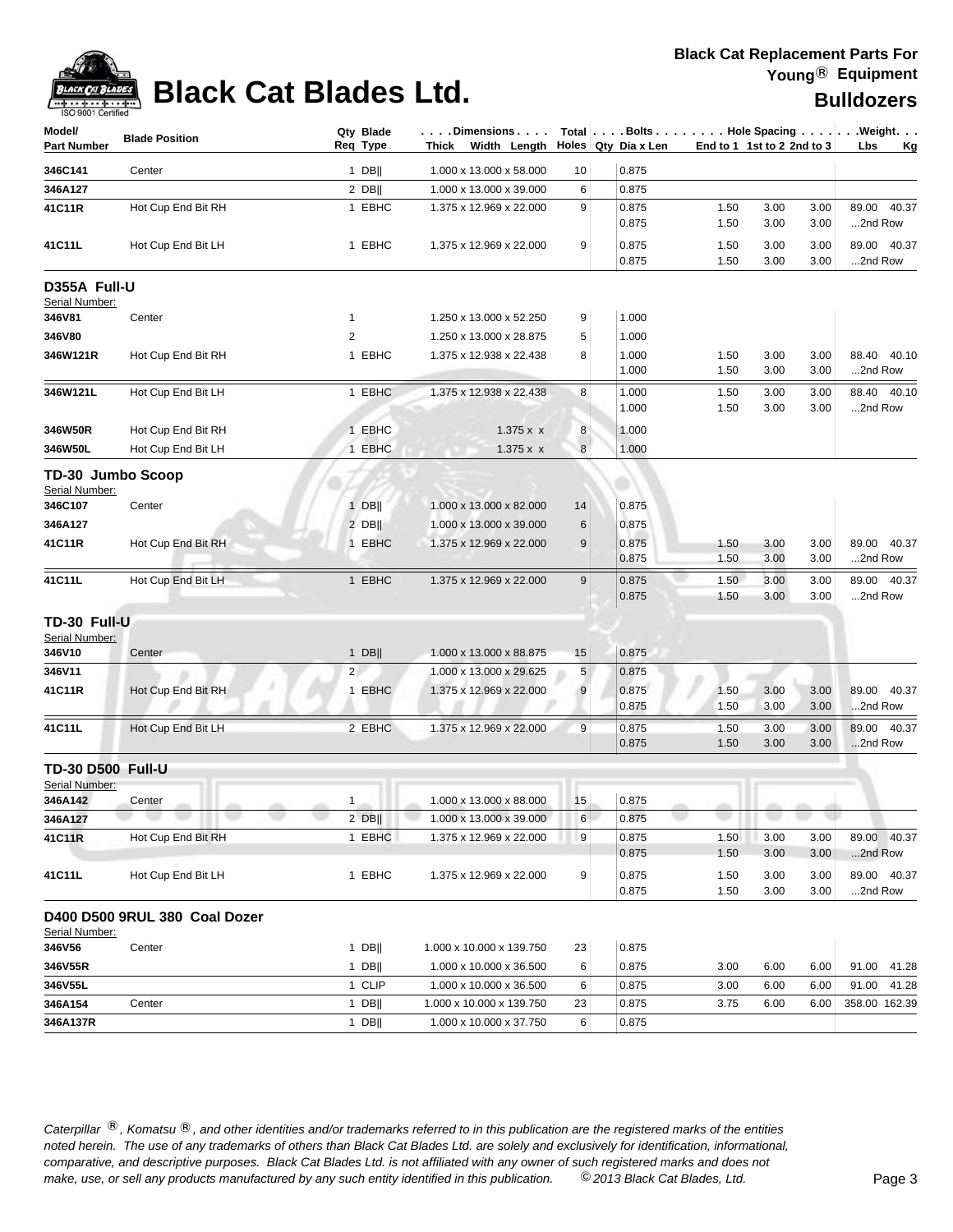# Black Cat Blades Ltd.

**Black Cat Replacement Parts For Young® Equipment**

**Bulldozers**

| Model/ Part Number | Blade Position | Qty Req | Blade Type | Dimensions Thick Width Length | Total Holes | Bolts Qty | Dia x Len | Hole Spacing End to 1 | 1st to 2 | 2nd to 3 | Weight Lbs | Kg |
|---|---|---|---|---|---|---|---|---|---|---|---|---|
| 346C141 | Center | 1 | DB\|\| | 1.000 x 13.000 x 58.000 | 10 | | 0.875 | | | | | |
| 346A127 | | 2 | DB\|\| | 1.000 x 13.000 x 39.000 | 6 | | 0.875 | | | | | |
| 41C11R | Hot Cup End Bit RH | 1 | EBHC | 1.375 x 12.969 x 22.000 | 9 | | 0.875 | 1.50 | 3.00 | 3.00 | 89.00 | 40.37 |
| | | | | | | | 0.875 | 1.50 | 3.00 | 3.00 | ...2nd Row | |
| 41C11L | Hot Cup End Bit LH | 1 | EBHC | 1.375 x 12.969 x 22.000 | 9 | | 0.875 | 1.50 | 3.00 | 3.00 | 89.00 | 40.37 |
| | | | | | | | 0.875 | 1.50 | 3.00 | 3.00 | ...2nd Row | |

## D355A Full-U

Serial Number:

| Model/ Part Number | Blade Position | Qty Req | Blade Type | Dimensions Thick Width Length | Total Holes | Bolts Qty | Dia x Len | Hole Spacing End to 1 | 1st to 2 | 2nd to 3 | Weight Lbs | Kg |
|---|---|---|---|---|---|---|---|---|---|---|---|---|
| 346V81 | Center | 1 | | 1.250 x 13.000 x 52.250 | 9 | | 1.000 | | | | | |
| 346V80 | | 2 | | 1.250 x 13.000 x 28.875 | 5 | | 1.000 | | | | | |
| 346W121R | Hot Cup End Bit RH | 1 | EBHC | 1.375 x 12.938 x 22.438 | 8 | | 1.000 | 1.50 | 3.00 | 3.00 | 88.40 | 40.10 |
| | | | | | | | 1.000 | 1.50 | 3.00 | 3.00 | ...2nd Row | |
| 346W121L | Hot Cup End Bit LH | 1 | EBHC | 1.375 x 12.938 x 22.438 | 8 | | 1.000 | 1.50 | 3.00 | 3.00 | 88.40 | 40.10 |
| | | | | | | | 1.000 | 1.50 | 3.00 | 3.00 | ...2nd Row | |
| 346W50R | Hot Cup End Bit RH | 1 | EBHC | 1.375 x x | 8 | | 1.000 | | | | | |
| 346W50L | Hot Cup End Bit LH | 1 | EBHC | 1.375 x x | 8 | | 1.000 | | | | | |

## TD-30 Jumbo Scoop

Serial Number:

| Model/ Part Number | Blade Position | Qty Req | Blade Type | Dimensions Thick Width Length | Total Holes | Bolts Qty | Dia x Len | Hole Spacing End to 1 | 1st to 2 | 2nd to 3 | Weight Lbs | Kg |
|---|---|---|---|---|---|---|---|---|---|---|---|---|
| 346C107 | Center | 1 | DB\|\| | 1.000 x 13.000 x 82.000 | 14 | | 0.875 | | | | | |
| 346A127 | | 2 | DB\|\| | 1.000 x 13.000 x 39.000 | 6 | | 0.875 | | | | | |
| 41C11R | Hot Cup End Bit RH | 1 | EBHC | 1.375 x 12.969 x 22.000 | 9 | | 0.875 | 1.50 | 3.00 | 3.00 | 89.00 | 40.37 |
| | | | | | | | 0.875 | 1.50 | 3.00 | 3.00 | ...2nd Row | |
| 41C11L | Hot Cup End Bit LH | 1 | EBHC | 1.375 x 12.969 x 22.000 | 9 | | 0.875 | 1.50 | 3.00 | 3.00 | 89.00 | 40.37 |
| | | | | | | | 0.875 | 1.50 | 3.00 | 3.00 | ...2nd Row | |

## TD-30 Full-U

Serial Number:

| Model/ Part Number | Blade Position | Qty Req | Blade Type | Dimensions Thick Width Length | Total Holes | Bolts Qty | Dia x Len | Hole Spacing End to 1 | 1st to 2 | 2nd to 3 | Weight Lbs | Kg |
|---|---|---|---|---|---|---|---|---|---|---|---|---|
| 346V10 | Center | 1 | DB\|\| | 1.000 x 13.000 x 88.875 | 15 | | 0.875 | | | | | |
| 346V11 | | 2 | | 1.000 x 13.000 x 29.625 | 5 | | 0.875 | | | | | |
| 41C11R | Hot Cup End Bit RH | 1 | EBHC | 1.375 x 12.969 x 22.000 | 9 | | 0.875 | 1.50 | 3.00 | 3.00 | 89.00 | 40.37 |
| | | | | | | | 0.875 | 1.50 | 3.00 | 3.00 | ...2nd Row | |
| 41C11L | Hot Cup End Bit LH | 2 | EBHC | 1.375 x 12.969 x 22.000 | 9 | | 0.875 | 1.50 | 3.00 | 3.00 | 89.00 | 40.37 |
| | | | | | | | 0.875 | 1.50 | 3.00 | 3.00 | ...2nd Row | |

## TD-30 D500 Full-U

Serial Number:

| Model/ Part Number | Blade Position | Qty Req | Blade Type | Dimensions Thick Width Length | Total Holes | Bolts Qty | Dia x Len | Hole Spacing End to 1 | 1st to 2 | 2nd to 3 | Weight Lbs | Kg |
|---|---|---|---|---|---|---|---|---|---|---|---|---|
| 346A142 | Center | 1 | | 1.000 x 13.000 x 88.000 | 15 | | 0.875 | | | | | |
| 346A127 | | 2 | DB\|\| | 1.000 x 13.000 x 39.000 | 6 | | 0.875 | | | | | |
| 41C11R | Hot Cup End Bit RH | 1 | EBHC | 1.375 x 12.969 x 22.000 | 9 | | 0.875 | 1.50 | 3.00 | 3.00 | 89.00 | 40.37 |
| | | | | | | | 0.875 | 1.50 | 3.00 | 3.00 | ...2nd Row | |
| 41C11L | Hot Cup End Bit LH | 1 | EBHC | 1.375 x 12.969 x 22.000 | 9 | | 0.875 | 1.50 | 3.00 | 3.00 | 89.00 | 40.37 |
| | | | | | | | 0.875 | 1.50 | 3.00 | 3.00 | ...2nd Row | |

## D400 D500 9RUL 380 Coal Dozer

Serial Number:

| Model/ Part Number | Blade Position | Qty Req | Blade Type | Dimensions Thick Width Length | Total Holes | Bolts Qty | Dia x Len | Hole Spacing End to 1 | 1st to 2 | 2nd to 3 | Weight Lbs | Kg |
|---|---|---|---|---|---|---|---|---|---|---|---|---|
| 346V56 | Center | 1 | DB\|\| | 1.000 x 10.000 x 139.750 | 23 | | 0.875 | | | | | |
| 346V55R | | 1 | DB\|\| | 1.000 x 10.000 x 36.500 | 6 | | 0.875 | 3.00 | 6.00 | 6.00 | 91.00 | 41.28 |
| 346V55L | | 1 | CLIP | 1.000 x 10.000 x 36.500 | 6 | | 0.875 | 3.00 | 6.00 | 6.00 | 91.00 | 41.28 |
| 346A154 | Center | 1 | DB\|\| | 1.000 x 10.000 x 139.750 | 23 | | 0.875 | 3.75 | 6.00 | 6.00 | 358.00 | 162.39 |
| 346A137R | | 1 | DB\|\| | 1.000 x 10.000 x 37.750 | 6 | | 0.875 | | | | | |

*Caterpillar ®, Komatsu ®, and other identities and/or trademarks referred to in this publication are the registered marks of the entities noted herein. The use of any trademarks of others than Black Cat Blades Ltd. are solely and exclusively for identification, informational, comparative, and descriptive purposes. Black Cat Blades Ltd. is not affiliated with any owner of such registered marks and does not make, use, or sell any products manufactured by any such entity identified in this publication. © 2013 Black Cat Blades, Ltd.*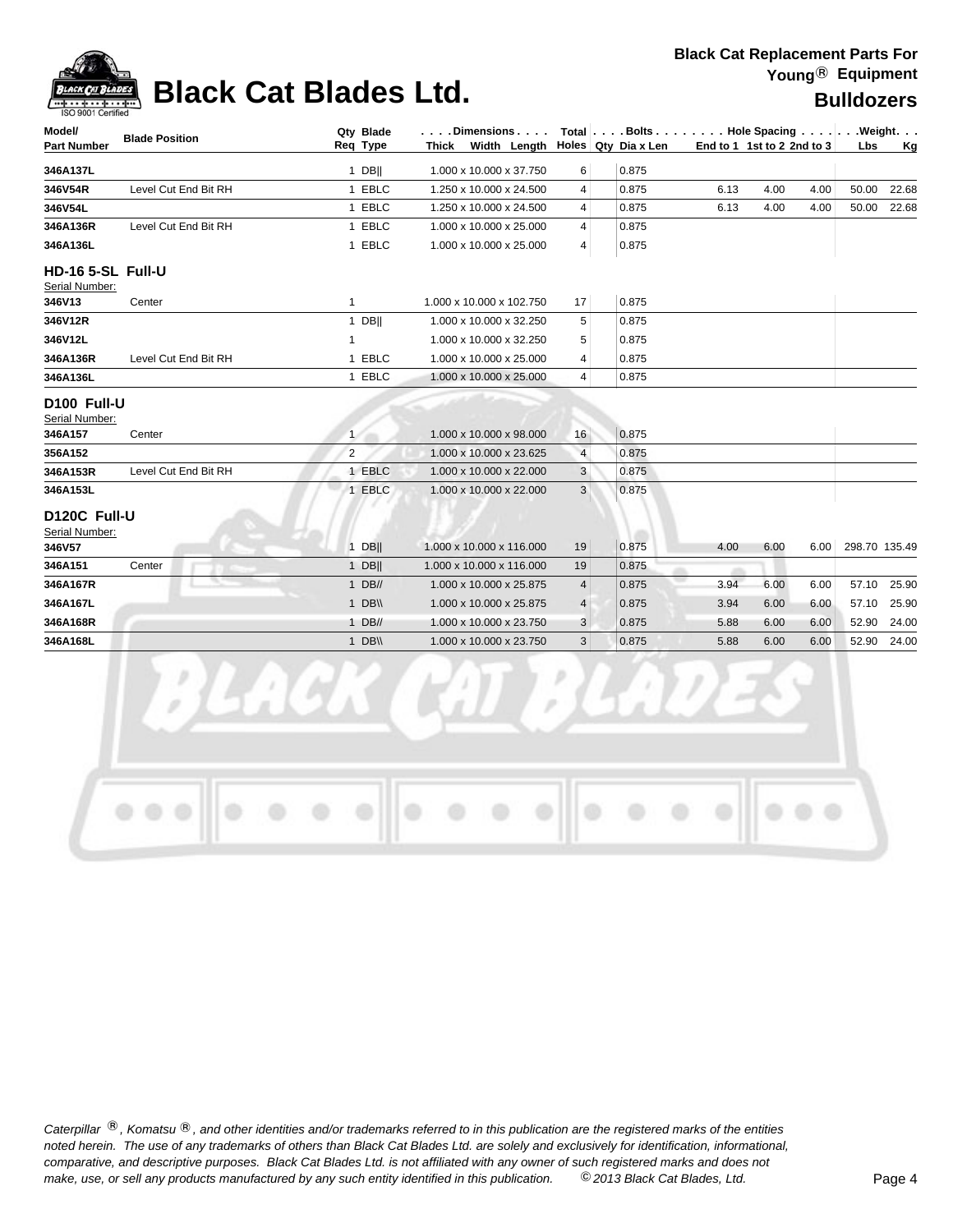# Black Cat Blades Ltd.

**Black Cat Replacement Parts For Young® Equipment**

**Bulldozers**

| Model/ Part Number | Blade Position | Qty Req | Blade Type | Dimensions Thick x Width x Length | Total Holes | Bolts Qty | Dia x Len | Hole Spacing End to 1 | 1st to 2 | 2nd to 3 | Weight Lbs | Kg |
|---|---|---|---|---|---|---|---|---|---|---|---|---|
| **346A137L** | | 1 | DB\|\| | 1.000 x 10.000 x 37.750 | 6 | | 0.875 | | | | | |
| **346V54R** | Level Cut End Bit RH | 1 | EBLC | 1.250 x 10.000 x 24.500 | 4 | | 0.875 | 6.13 | 4.00 | 4.00 | 50.00 | 22.68 |
| **346V54L** | | 1 | EBLC | 1.250 x 10.000 x 24.500 | 4 | | 0.875 | 6.13 | 4.00 | 4.00 | 50.00 | 22.68 |
| **346A136R** | Level Cut End Bit RH | 1 | EBLC | 1.000 x 10.000 x 25.000 | 4 | | 0.875 | | | | | |
| **346A136L** | | 1 | EBLC | 1.000 x 10.000 x 25.000 | 4 | | 0.875 | | | | | |
| **HD-16 5-SL Full-U** | | | | | | | | | | | | |
| Serial Number: | | | | | | | | | | | | |
| **346V13** | Center | 1 | | 1.000 x 10.000 x 102.750 | 17 | | 0.875 | | | | | |
| **346V12R** | | 1 | DB\|\| | 1.000 x 10.000 x 32.250 | 5 | | 0.875 | | | | | |
| **346V12L** | | 1 | | 1.000 x 10.000 x 32.250 | 5 | | 0.875 | | | | | |
| **346A136R** | Level Cut End Bit RH | 1 | EBLC | 1.000 x 10.000 x 25.000 | 4 | | 0.875 | | | | | |
| **346A136L** | | 1 | EBLC | 1.000 x 10.000 x 25.000 | 4 | | 0.875 | | | | | |
| **D100 Full-U** | | | | | | | | | | | | |
| Serial Number: | | | | | | | | | | | | |
| **346A157** | Center | 1 | | 1.000 x 10.000 x 98.000 | 16 | | 0.875 | | | | | |
| **356A152** | | 2 | | 1.000 x 10.000 x 23.625 | 4 | | 0.875 | | | | | |
| **346A153R** | Level Cut End Bit RH | 1 | EBLC | 1.000 x 10.000 x 22.000 | 3 | | 0.875 | | | | | |
| **346A153L** | | 1 | EBLC | 1.000 x 10.000 x 22.000 | 3 | | 0.875 | | | | | |
| **D120C Full-U** | | | | | | | | | | | | |
| Serial Number: | | | | | | | | | | | | |
| **346V57** | | 1 | DB\|\| | 1.000 x 10.000 x 116.000 | 19 | | 0.875 | 4.00 | 6.00 | 6.00 | 298.70 | 135.49 |
| **346A151** | Center | 1 | DB\|\| | 1.000 x 10.000 x 116.000 | 19 | | 0.875 | | | | | |
| **346A167R** | | 1 | DB// | 1.000 x 10.000 x 25.875 | 4 | | 0.875 | 3.94 | 6.00 | 6.00 | 57.10 | 25.90 |
| **346A167L** | | 1 | DB\\ | 1.000 x 10.000 x 25.875 | 4 | | 0.875 | 3.94 | 6.00 | 6.00 | 57.10 | 25.90 |
| **346A168R** | | 1 | DB// | 1.000 x 10.000 x 23.750 | 3 | | 0.875 | 5.88 | 6.00 | 6.00 | 52.90 | 24.00 |
| **346A168L** | | 1 | DB\\ | 1.000 x 10.000 x 23.750 | 3 | | 0.875 | 5.88 | 6.00 | 6.00 | 52.90 | 24.00 |

*Caterpillar ®, Komatsu ®, and other identities and/or trademarks referred to in this publication are the registered marks of the entities noted herein. The use of any trademarks of others than Black Cat Blades Ltd. are solely and exclusively for identification, informational, comparative, and descriptive purposes. Black Cat Blades Ltd. is not affiliated with any owner of such registered marks and does not make, use, or sell any products manufactured by any such entity identified in this publication. © 2013 Black Cat Blades, Ltd.*